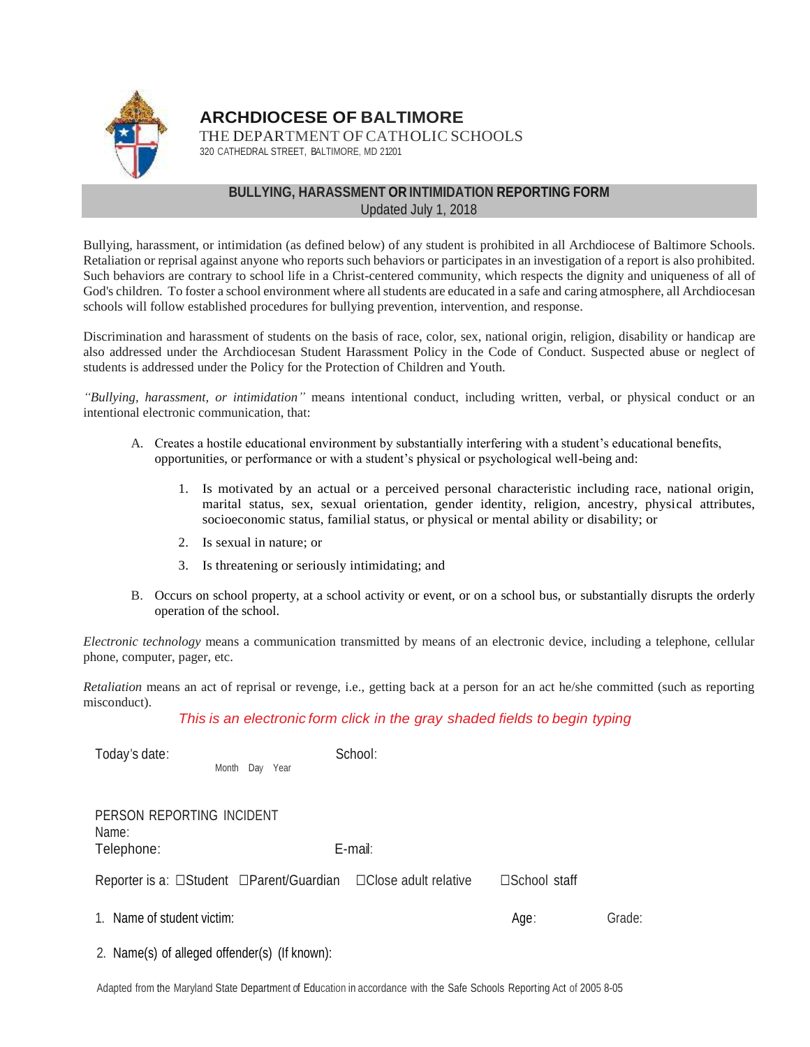# ARCHDIOCESE OF BALTIMORE

THE DEPARTMENT OF CATHOLIC SCHOOLS
320 CATHEDRAL STREET, BALTIMORE, MD 21201

## BULLYING, HARASSMENT OR INTIMIDATION REPORTING FORM

Updated July 1, 2018

Bullying, harassment, or intimidation (as defined below) of any student is prohibited in all Archdiocese of Baltimore Schools. Retaliation or reprisal against anyone who reports such behaviors or participates in an investigation of a report is also prohibited. Such behaviors are contrary to school life in a Christ-centered community, which respects the dignity and uniqueness of all of God's children. To foster a school environment where all students are educated in a safe and caring atmosphere, all Archdiocesan schools will follow established procedures for bullying prevention, intervention, and response.

Discrimination and harassment of students on the basis of race, color, sex, national origin, religion, disability or handicap are also addressed under the Archdiocesan Student Harassment Policy in the Code of Conduct. Suspected abuse or neglect of students is addressed under the Policy for the Protection of Children and Youth.

*"Bullying, harassment, or intimidation"* means intentional conduct, including written, verbal, or physical conduct or an intentional electronic communication, that:

A. Creates a hostile educational environment by substantially interfering with a student's educational benefits, opportunities, or performance or with a student's physical or psychological well-being and:

   1. Is motivated by an actual or a perceived personal characteristic including race, national origin, marital status, sex, sexual orientation, gender identity, religion, ancestry, physical attributes, socioeconomic status, familial status, or physical or mental ability or disability; or
   2. Is sexual in nature; or
   3. Is threatening or seriously intimidating; and

B. Occurs on school property, at a school activity or event, or on a school bus, or substantially disrupts the orderly operation of the school.

*Electronic technology* means a communication transmitted by means of an electronic device, including a telephone, cellular phone, computer, pager, etc.

*Retaliation* means an act of reprisal or revenge, i.e., getting back at a person for an act he/she committed (such as reporting misconduct).

*This is an electronic form click in the gray shaded fields to begin typing*

Today's date: Month Day Year School:

PERSON REPORTING INCIDENT
Name:
Telephone: E-mail:

Reporter is a: ☐Student ☐Parent/Guardian ☐Close adult relative ☐School staff

1. Name of student victim: Age: Grade:

2. Name(s) of alleged offender(s) (If known):

Adapted from the Maryland State Department of Education in accordance with the Safe Schools Reporting Act of 2005 8-05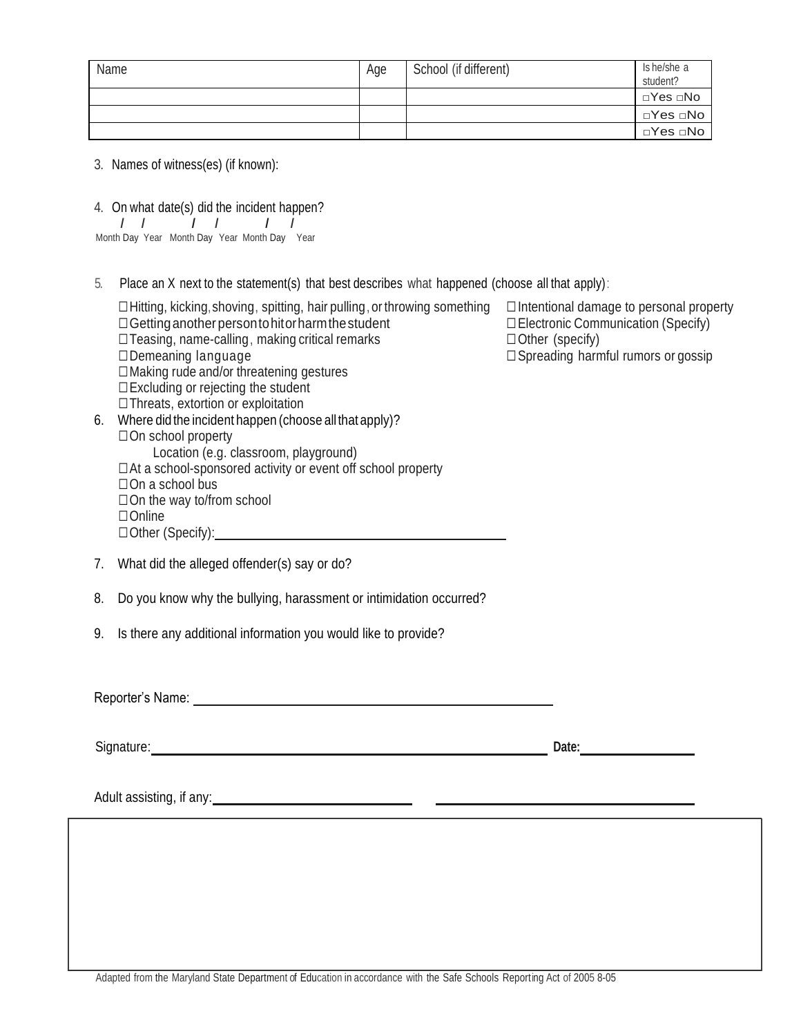| Name | Age | School (if different) | Is he/she a student? |
|---|---|---|---|
| | | | □Yes □No |
| | | | □Yes □No |
| | | | □Yes □No |

3. Names of witness(es) (if known):

4. On what date(s) did the incident happen?

   / / &nbsp;&nbsp;&nbsp; / / &nbsp;&nbsp;&nbsp; / /

   Month Day Year &nbsp; Month Day Year &nbsp; Month Day Year

5. Place an X next to the statement(s) that best describes what happened (choose all that apply):

   ☐ Hitting, kicking, shoving, spitting, hair pulling, or throwing something
   ☐ Getting another person to hit or harm the student
   ☐ Teasing, name-calling, making critical remarks
   ☐ Demeaning language
   ☐ Making rude and/or threatening gestures
   ☐ Excluding or rejecting the student
   ☐ Threats, extortion or exploitation
   ☐ Intentional damage to personal property
   ☐ Electronic Communication (Specify)
   ☐ Other (specify)
   ☐ Spreading harmful rumors or gossip

6. Where did the incident happen (choose all that apply)?

   ☐ On school property
   &nbsp;&nbsp;&nbsp;&nbsp;Location (e.g. classroom, playground)
   ☐ At a school-sponsored activity or event off school property
   ☐ On a school bus
   ☐ On the way to/from school
   ☐ Online
   ☐ Other (Specify): ______________________________

7. What did the alleged offender(s) say or do?

8. Do you know why the bullying, harassment or intimidation occurred?

9. Is there any additional information you would like to provide?

Reporter's Name: ______________________________

Signature: ______________________________ **Date:** ______________

Adult assisting, if any: ______________________ ______________________

Adapted from the Maryland State Department of Education in accordance with the Safe Schools Reporting Act of 2005 8-05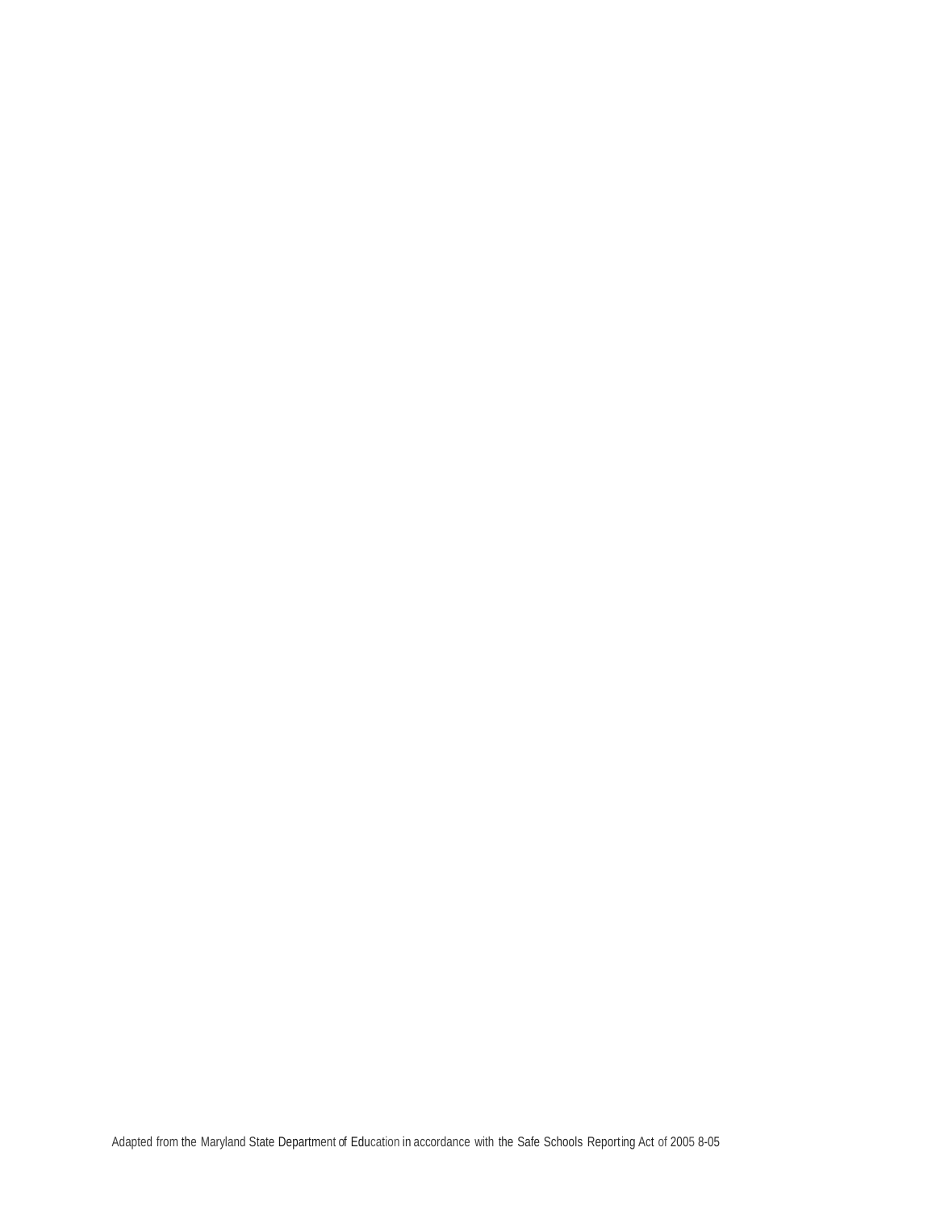Adapted from the Maryland State Department of Education in accordance with the Safe Schools Reporting Act of 2005 8-05